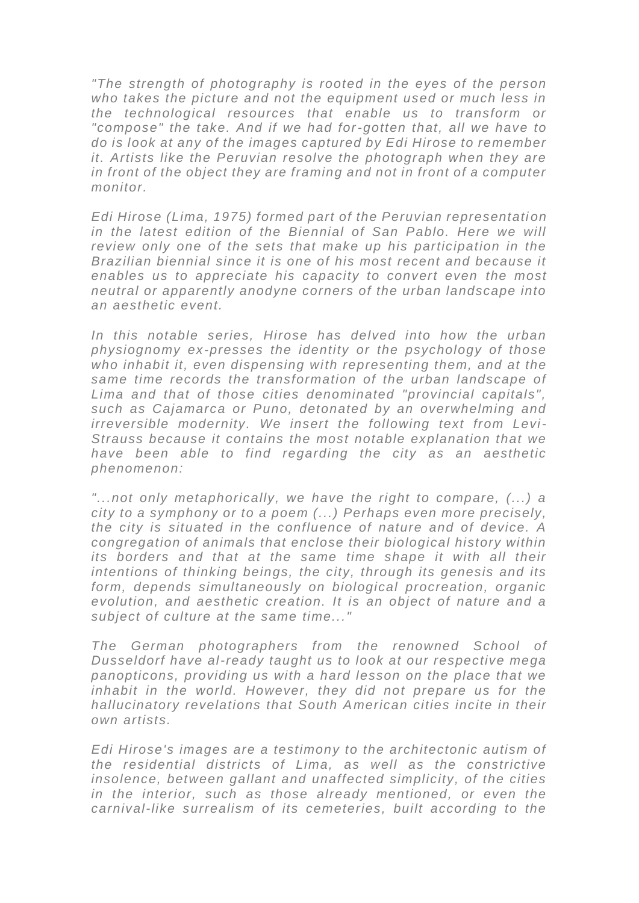*"The strength of photography is rooted in the eyes of the person who takes the picture and not the equipment used or much less in the technological resources that enable us to transform or "compose" the take. And if we had for-gotten that, all we have to do is look at any of the images captured by Edi Hirose to remember it. Artists like the Peruvian resolve the photograph when they are in front of the object they are framing and not in front of a computer monitor.*

*Edi Hirose (Lima, 1975) formed part of the Peruvian representation in the latest edition of the Biennial of San Pablo. Here we will review only one of the sets that make up his participation in the Brazilian biennial since it is one of his most recent and because it enables us to appreciate his capacity to convert even the most neutral or apparently anodyne corners of the urban landscape into an aesthetic event.*

*In this notable series, Hirose has delved into how the urban physiognomy ex-presses the identity or the psychology of those who inhabit it, even dispensing with representing them, and at the same time records the transformation of the urban landscape of Lima and that of those cities denominated "provincial capitals", such as Cajamarca or Puno, detonated by an overwhelming and irreversible modernity. We insert the following text from Levi-Strauss because it contains the most notable explanation that we have been able to find regarding the city as an aesthetic phenomenon:*

*"...not only metaphorically, we have the right to compare, (...) a city to a symphony or to a poem (...) Perhaps even more precisely, the city is situated in the confluence of nature and of device. A congregation of animals that enclose their biological history within its borders and that at the same time shape it with all their intentions of thinking beings, the city, through its genesis and its form, depends simultaneously on biological procreation, organic evolution, and aesthetic creation. It is an object of nature and a subject of culture at the same time..."*

*The German photographers from the renowned School of Dusseldorf have al-ready taught us to look at our respective mega panopticons, providing us with a hard lesson on the place that we inhabit in the world. However, they did not prepare us for the hallucinatory revelations that South American cities incite in their own artists.*

*Edi Hirose's images are a testimony to the architectonic autism of the residential districts of Lima, as well as the constrictive insolence, between gallant and unaffected simplicity, of the cities in the interior, such as those already mentioned, or even the carnival-like surrealism of its cemeteries, built according to the*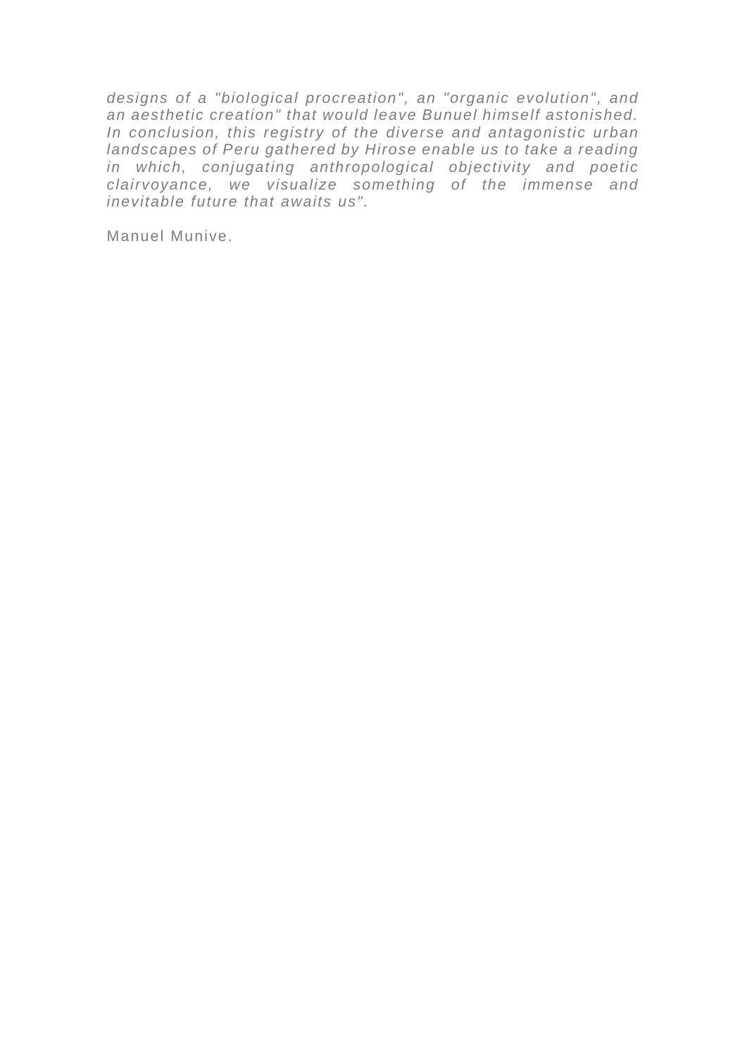*designs of a "biological procreation", an "organic evolution", and an aesthetic creation" that would leave Bunuel himself astonished. In conclusion, this registry of the diverse and antagonistic urban landscapes of Peru gathered by Hirose enable us to take a reading in which, conjugating anthropological objectivity and poetic clairvoyance, we visualize something of the immense and inevitable future that awaits us".*

Manuel Munive.